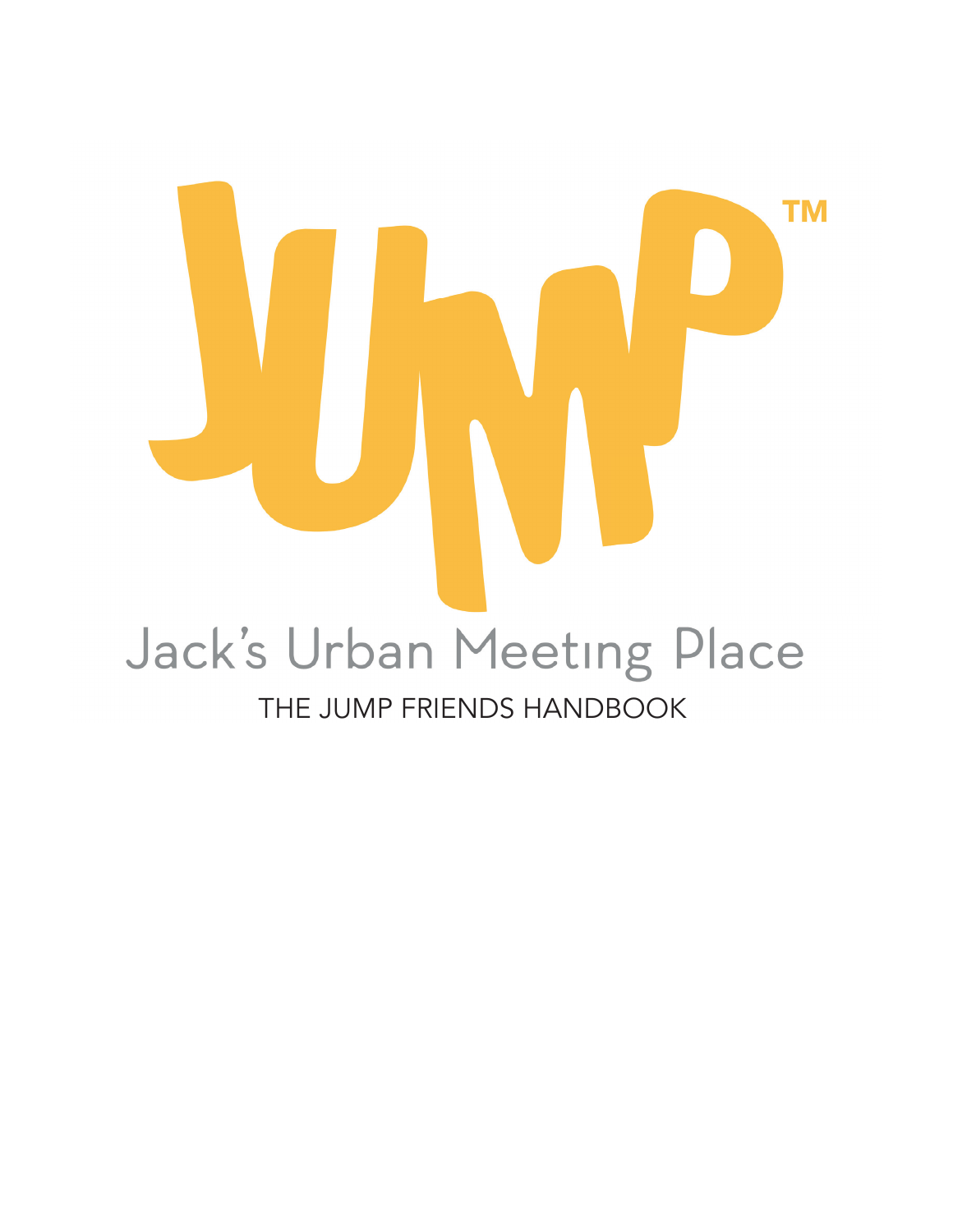# JUMP™

Jack's Urban Meeting Place

THE JUMP FRIENDS HANDBOOK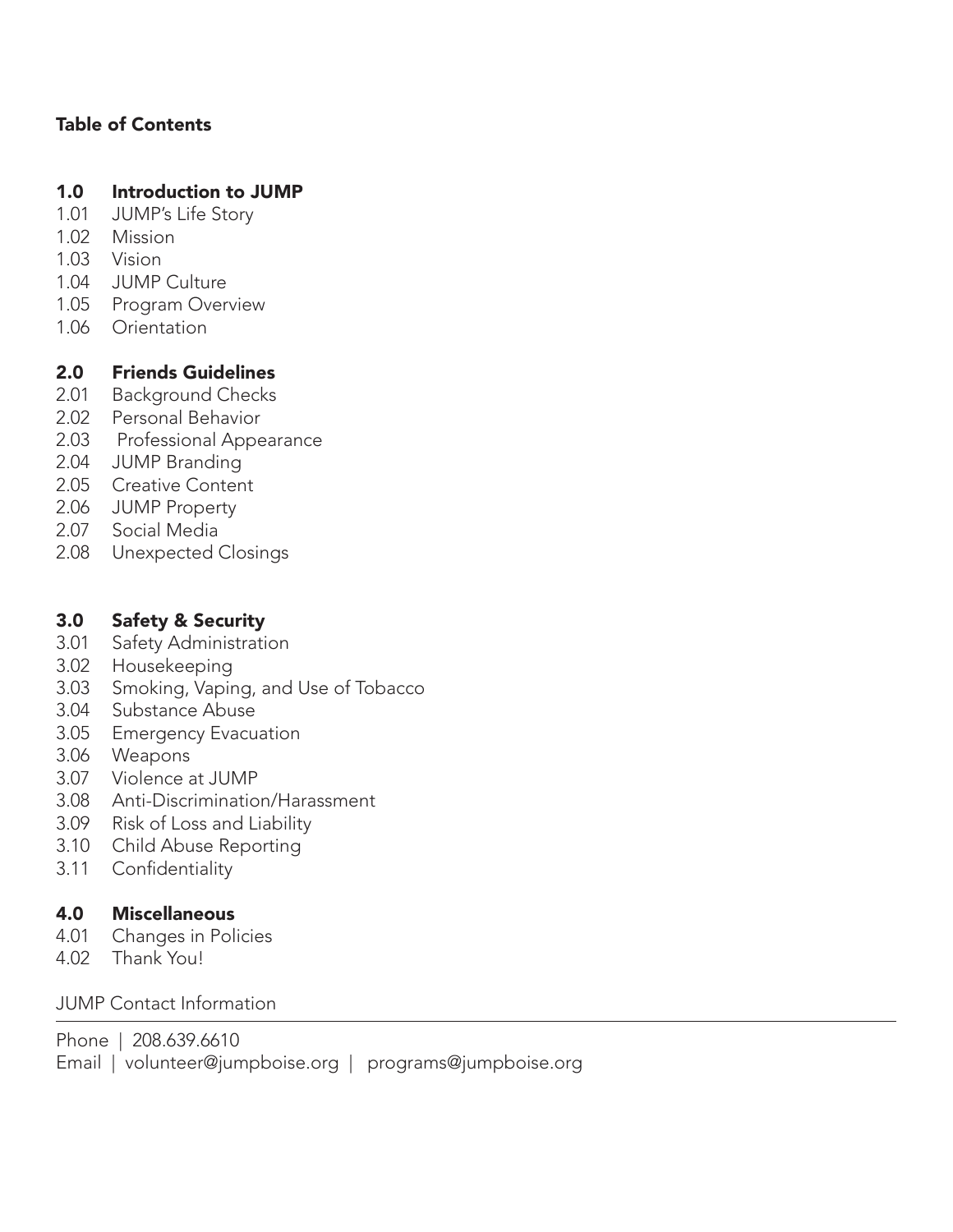## Table of Contents

### 1.0 Introduction to JUMP

1.01 JUMP's Life Story
1.02 Mission
1.03 Vision
1.04 JUMP Culture
1.05 Program Overview
1.06 Orientation

### 2.0 Friends Guidelines

2.01 Background Checks
2.02 Personal Behavior
2.03 Professional Appearance
2.04 JUMP Branding
2.05 Creative Content
2.06 JUMP Property
2.07 Social Media
2.08 Unexpected Closings

### 3.0 Safety & Security

3.01 Safety Administration
3.02 Housekeeping
3.03 Smoking, Vaping, and Use of Tobacco
3.04 Substance Abuse
3.05 Emergency Evacuation
3.06 Weapons
3.07 Violence at JUMP
3.08 Anti-Discrimination/Harassment
3.09 Risk of Loss and Liability
3.10 Child Abuse Reporting
3.11 Confidentiality

### 4.0 Miscellaneous

4.01 Changes in Policies
4.02 Thank You!

JUMP Contact Information

---

Phone | 208.639.6610
Email | volunteer@jumpboise.org | programs@jumpboise.org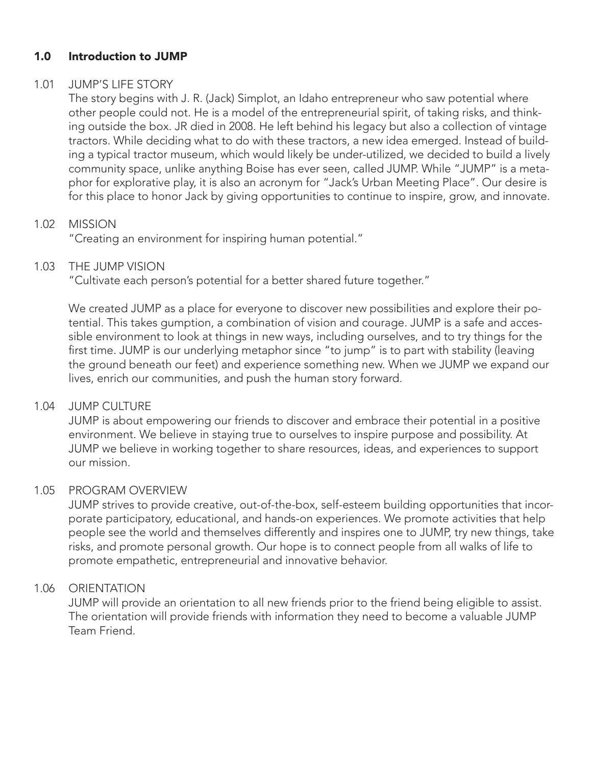## 1.0 Introduction to JUMP

### 1.01 JUMP'S LIFE STORY

The story begins with J. R. (Jack) Simplot, an Idaho entrepreneur who saw potential where other people could not. He is a model of the entrepreneurial spirit, of taking risks, and thinking outside the box. JR died in 2008. He left behind his legacy but also a collection of vintage tractors. While deciding what to do with these tractors, a new idea emerged. Instead of building a typical tractor museum, which would likely be under-utilized, we decided to build a lively community space, unlike anything Boise has ever seen, called JUMP. While "JUMP" is a metaphor for explorative play, it is also an acronym for "Jack's Urban Meeting Place". Our desire is for this place to honor Jack by giving opportunities to continue to inspire, grow, and innovate.

### 1.02 MISSION

"Creating an environment for inspiring human potential."

### 1.03 THE JUMP VISION

"Cultivate each person's potential for a better shared future together."

We created JUMP as a place for everyone to discover new possibilities and explore their potential. This takes gumption, a combination of vision and courage. JUMP is a safe and accessible environment to look at things in new ways, including ourselves, and to try things for the first time. JUMP is our underlying metaphor since "to jump" is to part with stability (leaving the ground beneath our feet) and experience something new. When we JUMP we expand our lives, enrich our communities, and push the human story forward.

### 1.04 JUMP CULTURE

JUMP is about empowering our friends to discover and embrace their potential in a positive environment. We believe in staying true to ourselves to inspire purpose and possibility. At JUMP we believe in working together to share resources, ideas, and experiences to support our mission.

### 1.05 PROGRAM OVERVIEW

JUMP strives to provide creative, out-of-the-box, self-esteem building opportunities that incorporate participatory, educational, and hands-on experiences. We promote activities that help people see the world and themselves differently and inspires one to JUMP, try new things, take risks, and promote personal growth. Our hope is to connect people from all walks of life to promote empathetic, entrepreneurial and innovative behavior.

### 1.06 ORIENTATION

JUMP will provide an orientation to all new friends prior to the friend being eligible to assist. The orientation will provide friends with information they need to become a valuable JUMP Team Friend.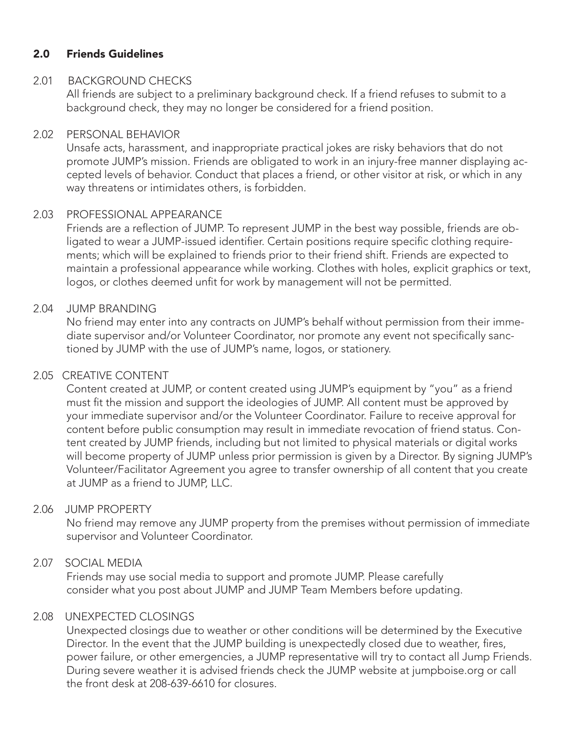## 2.0 Friends Guidelines

### 2.01 BACKGROUND CHECKS

All friends are subject to a preliminary background check. If a friend refuses to submit to a background check, they may no longer be considered for a friend position.

### 2.02 PERSONAL BEHAVIOR

Unsafe acts, harassment, and inappropriate practical jokes are risky behaviors that do not promote JUMP's mission. Friends are obligated to work in an injury-free manner displaying accepted levels of behavior. Conduct that places a friend, or other visitor at risk, or which in any way threatens or intimidates others, is forbidden.

### 2.03 PROFESSIONAL APPEARANCE

Friends are a reflection of JUMP. To represent JUMP in the best way possible, friends are obligated to wear a JUMP-issued identifier. Certain positions require specific clothing requirements; which will be explained to friends prior to their friend shift. Friends are expected to maintain a professional appearance while working. Clothes with holes, explicit graphics or text, logos, or clothes deemed unfit for work by management will not be permitted.

### 2.04 JUMP BRANDING

No friend may enter into any contracts on JUMP's behalf without permission from their immediate supervisor and/or Volunteer Coordinator, nor promote any event not specifically sanctioned by JUMP with the use of JUMP's name, logos, or stationery.

### 2.05 CREATIVE CONTENT

Content created at JUMP, or content created using JUMP's equipment by "you" as a friend must fit the mission and support the ideologies of JUMP. All content must be approved by your immediate supervisor and/or the Volunteer Coordinator. Failure to receive approval for content before public consumption may result in immediate revocation of friend status. Content created by JUMP friends, including but not limited to physical materials or digital works will become property of JUMP unless prior permission is given by a Director. By signing JUMP's Volunteer/Facilitator Agreement you agree to transfer ownership of all content that you create at JUMP as a friend to JUMP, LLC.

### 2.06 JUMP PROPERTY

No friend may remove any JUMP property from the premises without permission of immediate supervisor and Volunteer Coordinator.

### 2.07 SOCIAL MEDIA

Friends may use social media to support and promote JUMP. Please carefully consider what you post about JUMP and JUMP Team Members before updating.

### 2.08 UNEXPECTED CLOSINGS

Unexpected closings due to weather or other conditions will be determined by the Executive Director. In the event that the JUMP building is unexpectedly closed due to weather, fires, power failure, or other emergencies, a JUMP representative will try to contact all Jump Friends. During severe weather it is advised friends check the JUMP website at jumpboise.org or call the front desk at 208-639-6610 for closures.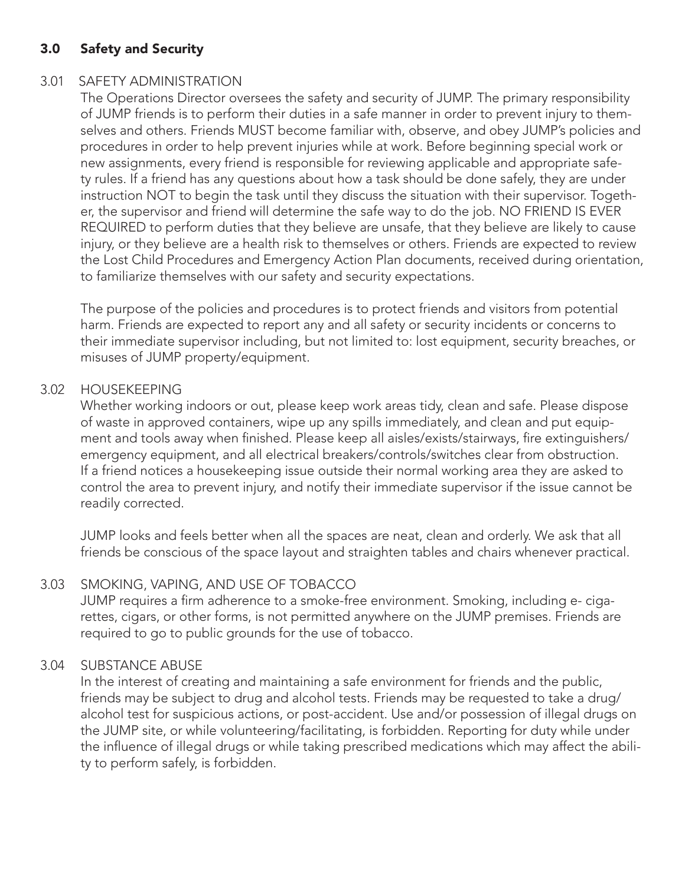## 3.0 Safety and Security

### 3.01 SAFETY ADMINISTRATION

The Operations Director oversees the safety and security of JUMP. The primary responsibility of JUMP friends is to perform their duties in a safe manner in order to prevent injury to themselves and others. Friends MUST become familiar with, observe, and obey JUMP's policies and procedures in order to help prevent injuries while at work. Before beginning special work or new assignments, every friend is responsible for reviewing applicable and appropriate safety rules. If a friend has any questions about how a task should be done safely, they are under instruction NOT to begin the task until they discuss the situation with their supervisor. Together, the supervisor and friend will determine the safe way to do the job. NO FRIEND IS EVER REQUIRED to perform duties that they believe are unsafe, that they believe are likely to cause injury, or they believe are a health risk to themselves or others. Friends are expected to review the Lost Child Procedures and Emergency Action Plan documents, received during orientation, to familiarize themselves with our safety and security expectations.

The purpose of the policies and procedures is to protect friends and visitors from potential harm. Friends are expected to report any and all safety or security incidents or concerns to their immediate supervisor including, but not limited to: lost equipment, security breaches, or misuses of JUMP property/equipment.

### 3.02 HOUSEKEEPING

Whether working indoors or out, please keep work areas tidy, clean and safe. Please dispose of waste in approved containers, wipe up any spills immediately, and clean and put equipment and tools away when finished. Please keep all aisles/exists/stairways, fire extinguishers/emergency equipment, and all electrical breakers/controls/switches clear from obstruction. If a friend notices a housekeeping issue outside their normal working area they are asked to control the area to prevent injury, and notify their immediate supervisor if the issue cannot be readily corrected.

JUMP looks and feels better when all the spaces are neat, clean and orderly. We ask that all friends be conscious of the space layout and straighten tables and chairs whenever practical.

### 3.03 SMOKING, VAPING, AND USE OF TOBACCO

JUMP requires a firm adherence to a smoke-free environment. Smoking, including e- cigarettes, cigars, or other forms, is not permitted anywhere on the JUMP premises. Friends are required to go to public grounds for the use of tobacco.

### 3.04 SUBSTANCE ABUSE

In the interest of creating and maintaining a safe environment for friends and the public, friends may be subject to drug and alcohol tests. Friends may be requested to take a drug/alcohol test for suspicious actions, or post-accident. Use and/or possession of illegal drugs on the JUMP site, or while volunteering/facilitating, is forbidden. Reporting for duty while under the influence of illegal drugs or while taking prescribed medications which may affect the ability to perform safely, is forbidden.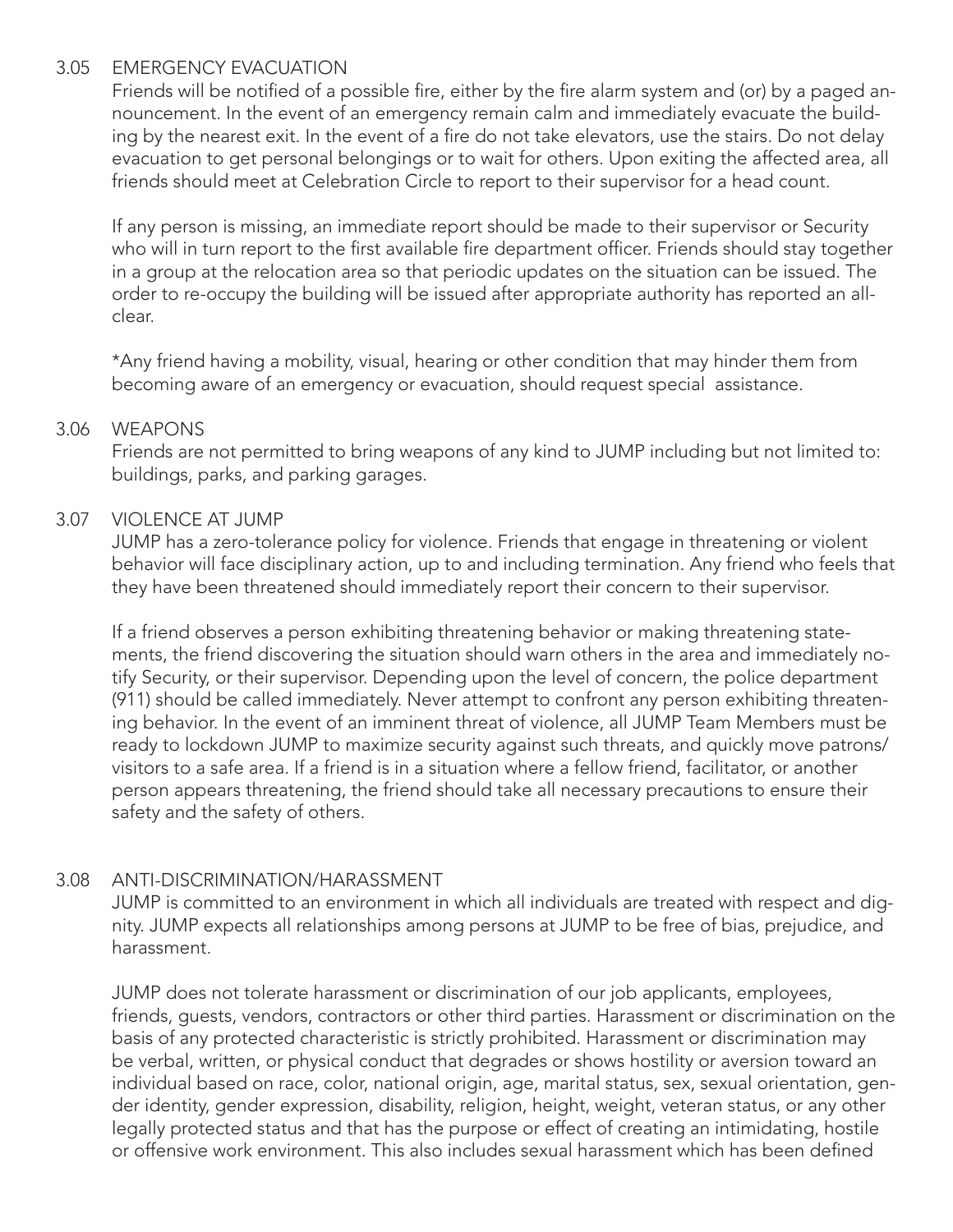### 3.05 EMERGENCY EVACUATION

Friends will be notified of a possible fire, either by the fire alarm system and (or) by a paged announcement. In the event of an emergency remain calm and immediately evacuate the building by the nearest exit. In the event of a fire do not take elevators, use the stairs. Do not delay evacuation to get personal belongings or to wait for others. Upon exiting the affected area, all friends should meet at Celebration Circle to report to their supervisor for a head count.

If any person is missing, an immediate report should be made to their supervisor or Security who will in turn report to the first available fire department officer. Friends should stay together in a group at the relocation area so that periodic updates on the situation can be issued. The order to re-occupy the building will be issued after appropriate authority has reported an all-clear.

*Any friend having a mobility, visual, hearing or other condition that may hinder them from becoming aware of an emergency or evacuation, should request special assistance.

### 3.06 WEAPONS

Friends are not permitted to bring weapons of any kind to JUMP including but not limited to: buildings, parks, and parking garages.

### 3.07 VIOLENCE AT JUMP

JUMP has a zero-tolerance policy for violence. Friends that engage in threatening or violent behavior will face disciplinary action, up to and including termination. Any friend who feels that they have been threatened should immediately report their concern to their supervisor.

If a friend observes a person exhibiting threatening behavior or making threatening statements, the friend discovering the situation should warn others in the area and immediately notify Security, or their supervisor. Depending upon the level of concern, the police department (911) should be called immediately. Never attempt to confront any person exhibiting threatening behavior. In the event of an imminent threat of violence, all JUMP Team Members must be ready to lockdown JUMP to maximize security against such threats, and quickly move patrons/visitors to a safe area. If a friend is in a situation where a fellow friend, facilitator, or another person appears threatening, the friend should take all necessary precautions to ensure their safety and the safety of others.

### 3.08 ANTI-DISCRIMINATION/HARASSMENT

JUMP is committed to an environment in which all individuals are treated with respect and dignity. JUMP expects all relationships among persons at JUMP to be free of bias, prejudice, and harassment.

JUMP does not tolerate harassment or discrimination of our job applicants, employees, friends, guests, vendors, contractors or other third parties. Harassment or discrimination on the basis of any protected characteristic is strictly prohibited. Harassment or discrimination may be verbal, written, or physical conduct that degrades or shows hostility or aversion toward an individual based on race, color, national origin, age, marital status, sex, sexual orientation, gender identity, gender expression, disability, religion, height, weight, veteran status, or any other legally protected status and that has the purpose or effect of creating an intimidating, hostile or offensive work environment. This also includes sexual harassment which has been defined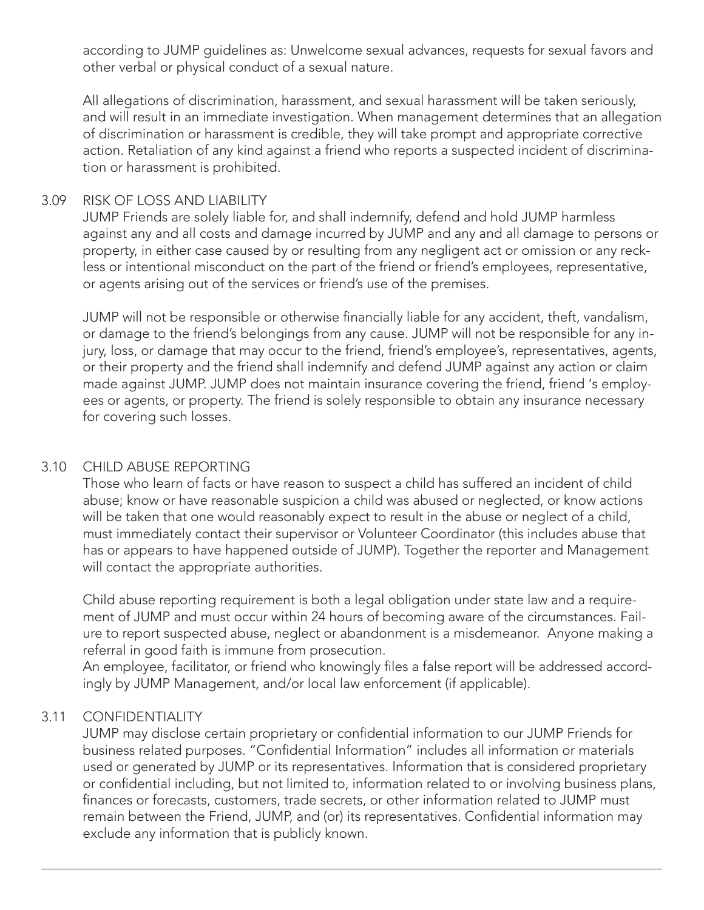according to JUMP guidelines as: Unwelcome sexual advances, requests for sexual favors and other verbal or physical conduct of a sexual nature.

All allegations of discrimination, harassment, and sexual harassment will be taken seriously, and will result in an immediate investigation. When management determines that an allegation of discrimination or harassment is credible, they will take prompt and appropriate corrective action. Retaliation of any kind against a friend who reports a suspected incident of discrimination or harassment is prohibited.

### 3.09 RISK OF LOSS AND LIABILITY

JUMP Friends are solely liable for, and shall indemnify, defend and hold JUMP harmless against any and all costs and damage incurred by JUMP and any and all damage to persons or property, in either case caused by or resulting from any negligent act or omission or any reckless or intentional misconduct on the part of the friend or friend's employees, representative, or agents arising out of the services or friend's use of the premises.

JUMP will not be responsible or otherwise financially liable for any accident, theft, vandalism, or damage to the friend's belongings from any cause. JUMP will not be responsible for any injury, loss, or damage that may occur to the friend, friend's employee's, representatives, agents, or their property and the friend shall indemnify and defend JUMP against any action or claim made against JUMP. JUMP does not maintain insurance covering the friend, friend 's employees or agents, or property. The friend is solely responsible to obtain any insurance necessary for covering such losses.

### 3.10 CHILD ABUSE REPORTING

Those who learn of facts or have reason to suspect a child has suffered an incident of child abuse; know or have reasonable suspicion a child was abused or neglected, or know actions will be taken that one would reasonably expect to result in the abuse or neglect of a child, must immediately contact their supervisor or Volunteer Coordinator (this includes abuse that has or appears to have happened outside of JUMP). Together the reporter and Management will contact the appropriate authorities.

Child abuse reporting requirement is both a legal obligation under state law and a requirement of JUMP and must occur within 24 hours of becoming aware of the circumstances. Failure to report suspected abuse, neglect or abandonment is a misdemeanor. Anyone making a referral in good faith is immune from prosecution.
An employee, facilitator, or friend who knowingly files a false report will be addressed accordingly by JUMP Management, and/or local law enforcement (if applicable).

### 3.11 CONFIDENTIALITY

JUMP may disclose certain proprietary or confidential information to our JUMP Friends for business related purposes. "Confidential Information" includes all information or materials used or generated by JUMP or its representatives. Information that is considered proprietary or confidential including, but not limited to, information related to or involving business plans, finances or forecasts, customers, trade secrets, or other information related to JUMP must remain between the Friend, JUMP, and (or) its representatives. Confidential information may exclude any information that is publicly known.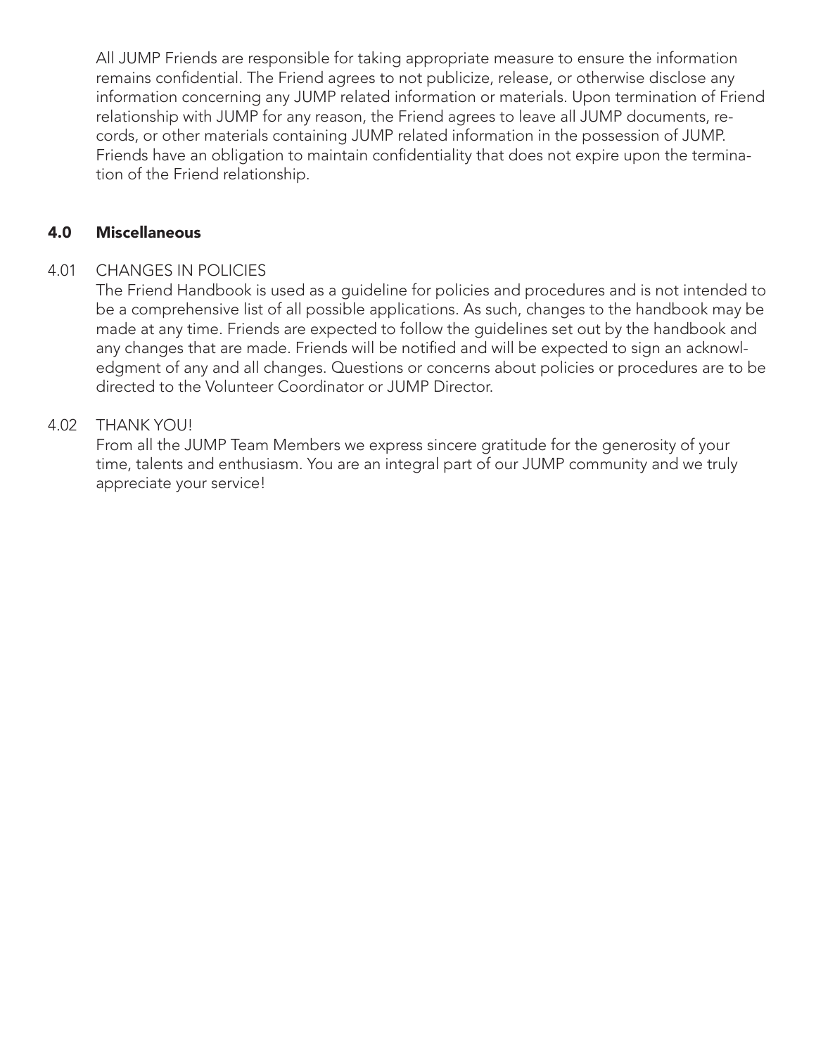All JUMP Friends are responsible for taking appropriate measure to ensure the information remains confidential. The Friend agrees to not publicize, release, or otherwise disclose any information concerning any JUMP related information or materials. Upon termination of Friend relationship with JUMP for any reason, the Friend agrees to leave all JUMP documents, records, or other materials containing JUMP related information in the possession of JUMP. Friends have an obligation to maintain confidentiality that does not expire upon the termination of the Friend relationship.

## 4.0 Miscellaneous

### 4.01 CHANGES IN POLICIES

The Friend Handbook is used as a guideline for policies and procedures and is not intended to be a comprehensive list of all possible applications. As such, changes to the handbook may be made at any time. Friends are expected to follow the guidelines set out by the handbook and any changes that are made. Friends will be notified and will be expected to sign an acknowledgment of any and all changes. Questions or concerns about policies or procedures are to be directed to the Volunteer Coordinator or JUMP Director.

### 4.02 THANK YOU!

From all the JUMP Team Members we express sincere gratitude for the generosity of your time, talents and enthusiasm. You are an integral part of our JUMP community and we truly appreciate your service!